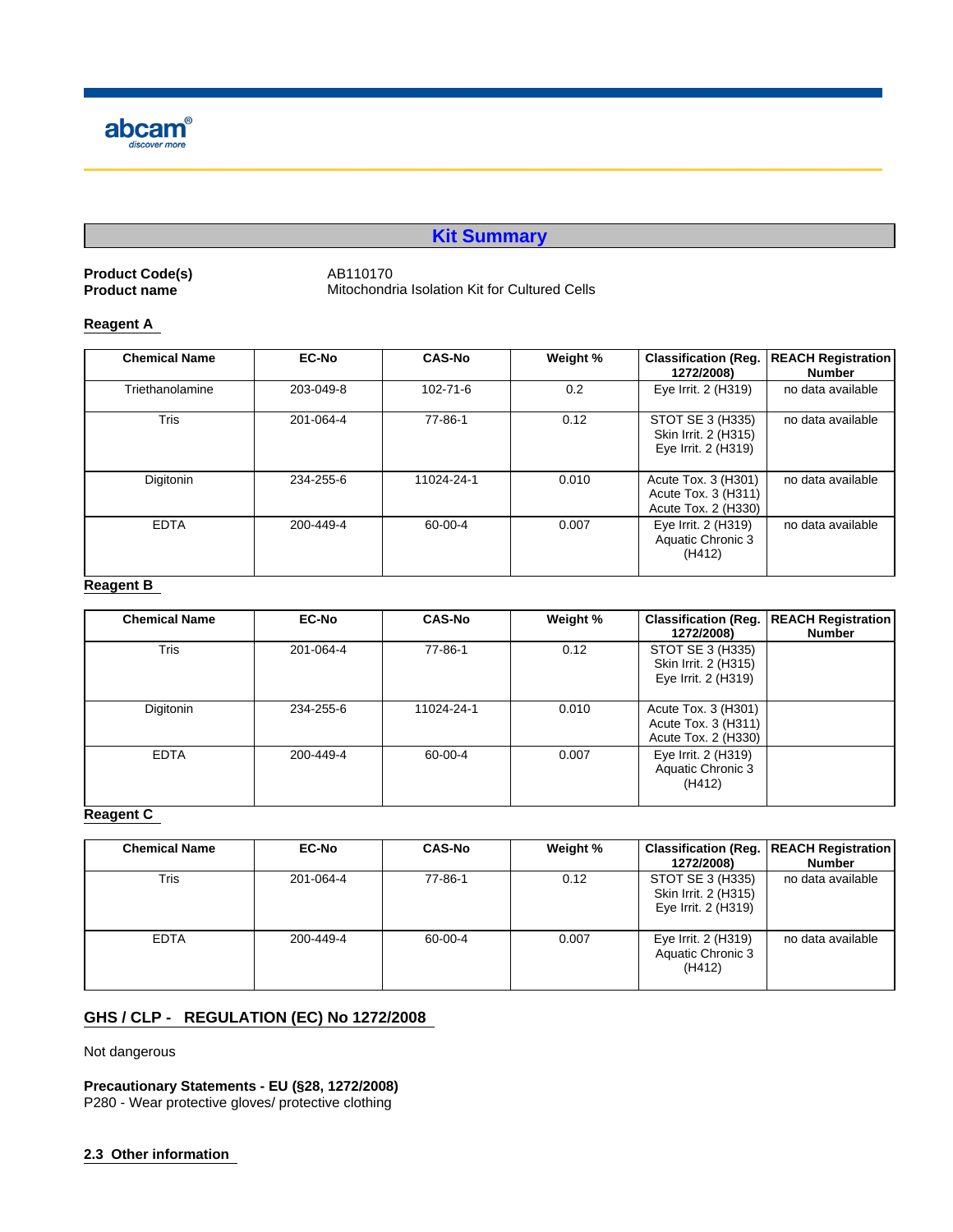abcam

discover more

# Kit Summary

**Product Code(s)** AB110170
**Product name** Mitochondria Isolation Kit for Cultured Cells

### Reagent A

| Chemical Name | EC-No | CAS-No | Weight % | Classification (Reg. 1272/2008) | REACH Registration Number |
|---|---|---|---|---|---|
| Triethanolamine | 203-049-8 | 102-71-6 | 0.2 | Eye Irrit. 2 (H319) | no data available |
| Tris | 201-064-4 | 77-86-1 | 0.12 | STOT SE 3 (H335)<br>Skin Irrit. 2 (H315)<br>Eye Irrit. 2 (H319) | no data available |
| Digitonin | 234-255-6 | 11024-24-1 | 0.010 | Acute Tox. 3 (H301)<br>Acute Tox. 3 (H311)<br>Acute Tox. 2 (H330) | no data available |
| EDTA | 200-449-4 | 60-00-4 | 0.007 | Eye Irrit. 2 (H319)<br>Aquatic Chronic 3 (H412) | no data available |

### Reagent B

| Chemical Name | EC-No | CAS-No | Weight % | Classification (Reg. 1272/2008) | REACH Registration Number |
|---|---|---|---|---|---|
| Tris | 201-064-4 | 77-86-1 | 0.12 | STOT SE 3 (H335)<br>Skin Irrit. 2 (H315)<br>Eye Irrit. 2 (H319) | |
| Digitonin | 234-255-6 | 11024-24-1 | 0.010 | Acute Tox. 3 (H301)<br>Acute Tox. 3 (H311)<br>Acute Tox. 2 (H330) | |
| EDTA | 200-449-4 | 60-00-4 | 0.007 | Eye Irrit. 2 (H319)<br>Aquatic Chronic 3 (H412) | |

### Reagent C

| Chemical Name | EC-No | CAS-No | Weight % | Classification (Reg. 1272/2008) | REACH Registration Number |
|---|---|---|---|---|---|
| Tris | 201-064-4 | 77-86-1 | 0.12 | STOT SE 3 (H335)<br>Skin Irrit. 2 (H315)<br>Eye Irrit. 2 (H319) | no data available |
| EDTA | 200-449-4 | 60-00-4 | 0.007 | Eye Irrit. 2 (H319)<br>Aquatic Chronic 3 (H412) | no data available |

### GHS / CLP - REGULATION (EC) No 1272/2008

Not dangerous

**Precautionary Statements - EU (§28, 1272/2008)**
P280 - Wear protective gloves/ protective clothing

### 2.3 Other information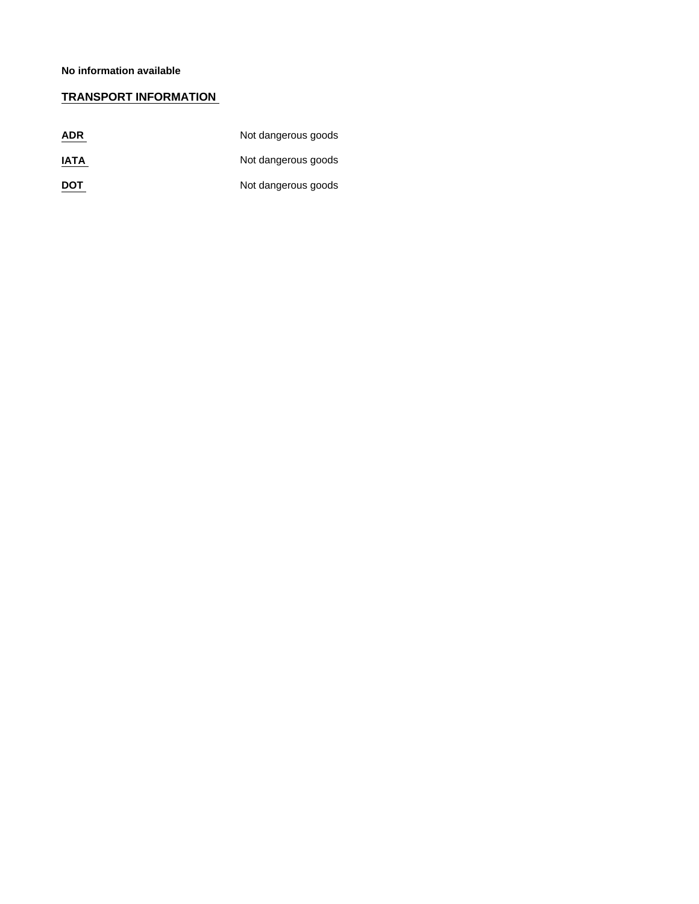**No information available**

## TRANSPORT INFORMATION

| | |
|---|---|
| **ADR** | Not dangerous goods |
| **IATA** | Not dangerous goods |
| **DOT** | Not dangerous goods |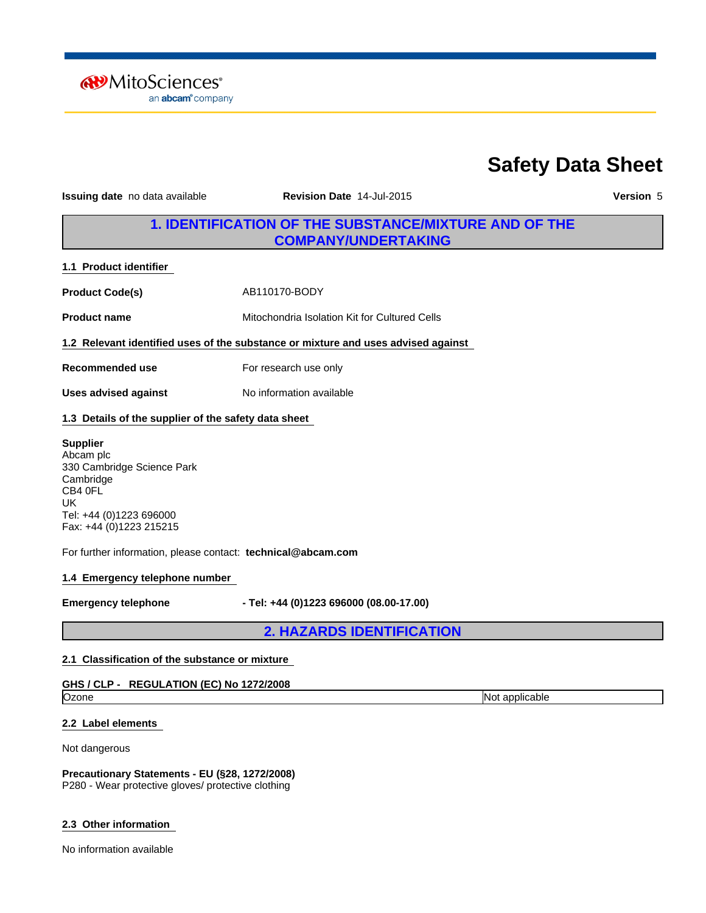MitoSciences
an abcam company

# Safety Data Sheet

**Issuing date** no data available **Revision Date** 14-Jul-2015 **Version** 5

## 1. IDENTIFICATION OF THE SUBSTANCE/MIXTURE AND OF THE COMPANY/UNDERTAKING

### 1.1 Product identifier

**Product Code(s)** AB110170-BODY

**Product name** Mitochondria Isolation Kit for Cultured Cells

### 1.2 Relevant identified uses of the substance or mixture and uses advised against

**Recommended use** For research use only

**Uses advised against** No information available

### 1.3 Details of the supplier of the safety data sheet

**Supplier**
Abcam plc
330 Cambridge Science Park
Cambridge
CB4 0FL
UK
Tel: +44 (0)1223 696000
Fax: +44 (0)1223 215215

For further information, please contact: **technical@abcam.com**

### 1.4 Emergency telephone number

**Emergency telephone** **- Tel: +44 (0)1223 696000 (08.00-17.00)**

## 2. HAZARDS IDENTIFICATION

### 2.1 Classification of the substance or mixture

**GHS / CLP - REGULATION (EC) No 1272/2008**

| | |
|---|---|
| Ozone | Not applicable |

### 2.2 Label elements

Not dangerous

**Precautionary Statements - EU (§28, 1272/2008)**
P280 - Wear protective gloves/ protective clothing

### 2.3 Other information

No information available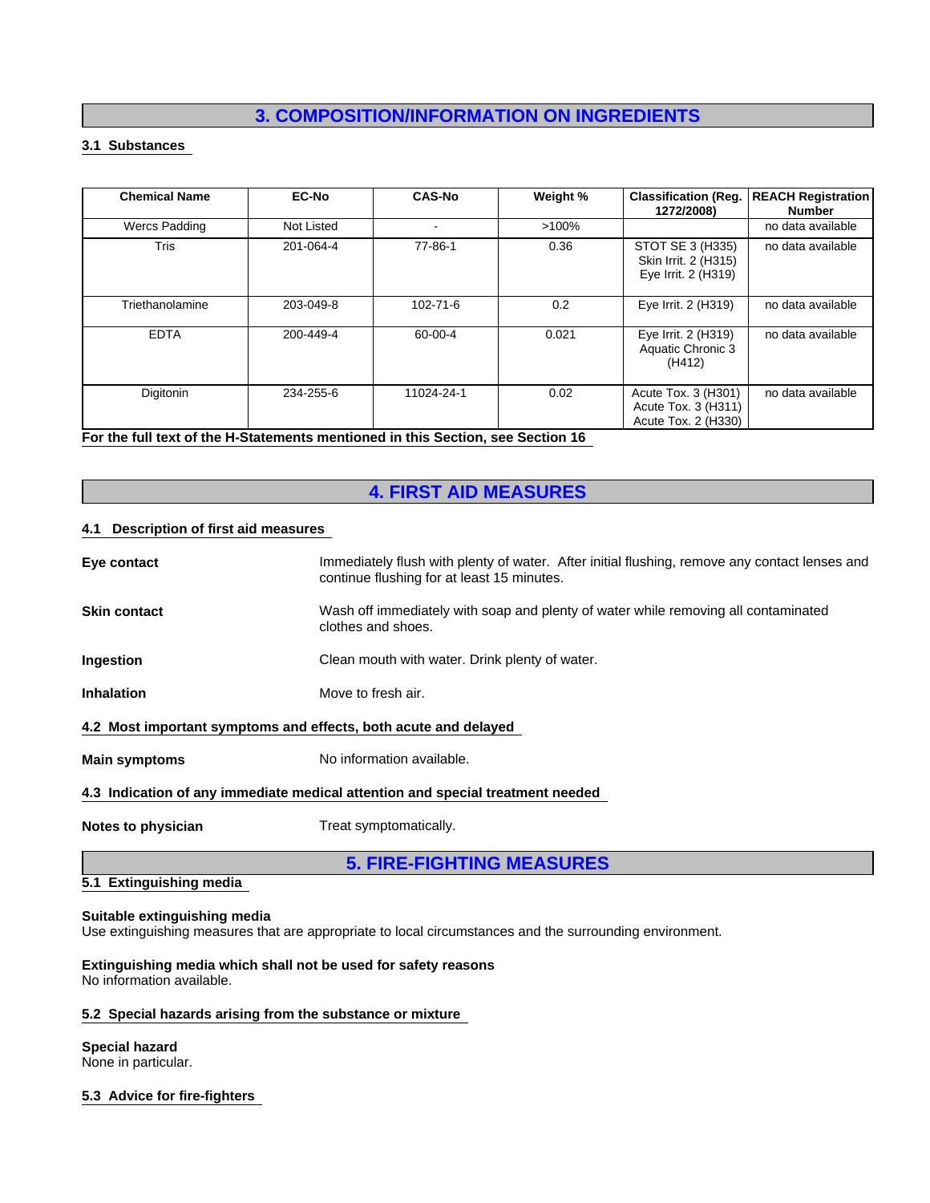## 3. COMPOSITION/INFORMATION ON INGREDIENTS

### 3.1 Substances

| Chemical Name | EC-No | CAS-No | Weight % | Classification (Reg. 1272/2008) | REACH Registration Number |
|---|---|---|---|---|---|
| Wercs Padding | Not Listed | - | >100% | | no data available |
| Tris | 201-064-4 | 77-86-1 | 0.36 | STOT SE 3 (H335)<br>Skin Irrit. 2 (H315)<br>Eye Irrit. 2 (H319) | no data available |
| Triethanolamine | 203-049-8 | 102-71-6 | 0.2 | Eye Irrit. 2 (H319) | no data available |
| EDTA | 200-449-4 | 60-00-4 | 0.021 | Eye Irrit. 2 (H319)<br>Aquatic Chronic 3 (H412) | no data available |
| Digitonin | 234-255-6 | 11024-24-1 | 0.02 | Acute Tox. 3 (H301)<br>Acute Tox. 3 (H311)<br>Acute Tox. 2 (H330) | no data available |

**For the full text of the H-Statements mentioned in this Section, see Section 16**

## 4. FIRST AID MEASURES

### 4.1 Description of first aid measures

**Eye contact** Immediately flush with plenty of water. After initial flushing, remove any contact lenses and continue flushing for at least 15 minutes.

**Skin contact** Wash off immediately with soap and plenty of water while removing all contaminated clothes and shoes.

**Ingestion** Clean mouth with water. Drink plenty of water.

**Inhalation** Move to fresh air.

### 4.2 Most important symptoms and effects, both acute and delayed

**Main symptoms** No information available.

### 4.3 Indication of any immediate medical attention and special treatment needed

**Notes to physician** Treat symptomatically.

## 5. FIRE-FIGHTING MEASURES

### 5.1 Extinguishing media

**Suitable extinguishing media**
Use extinguishing measures that are appropriate to local circumstances and the surrounding environment.

**Extinguishing media which shall not be used for safety reasons**
No information available.

### 5.2 Special hazards arising from the substance or mixture

**Special hazard**
None in particular.

### 5.3 Advice for fire-fighters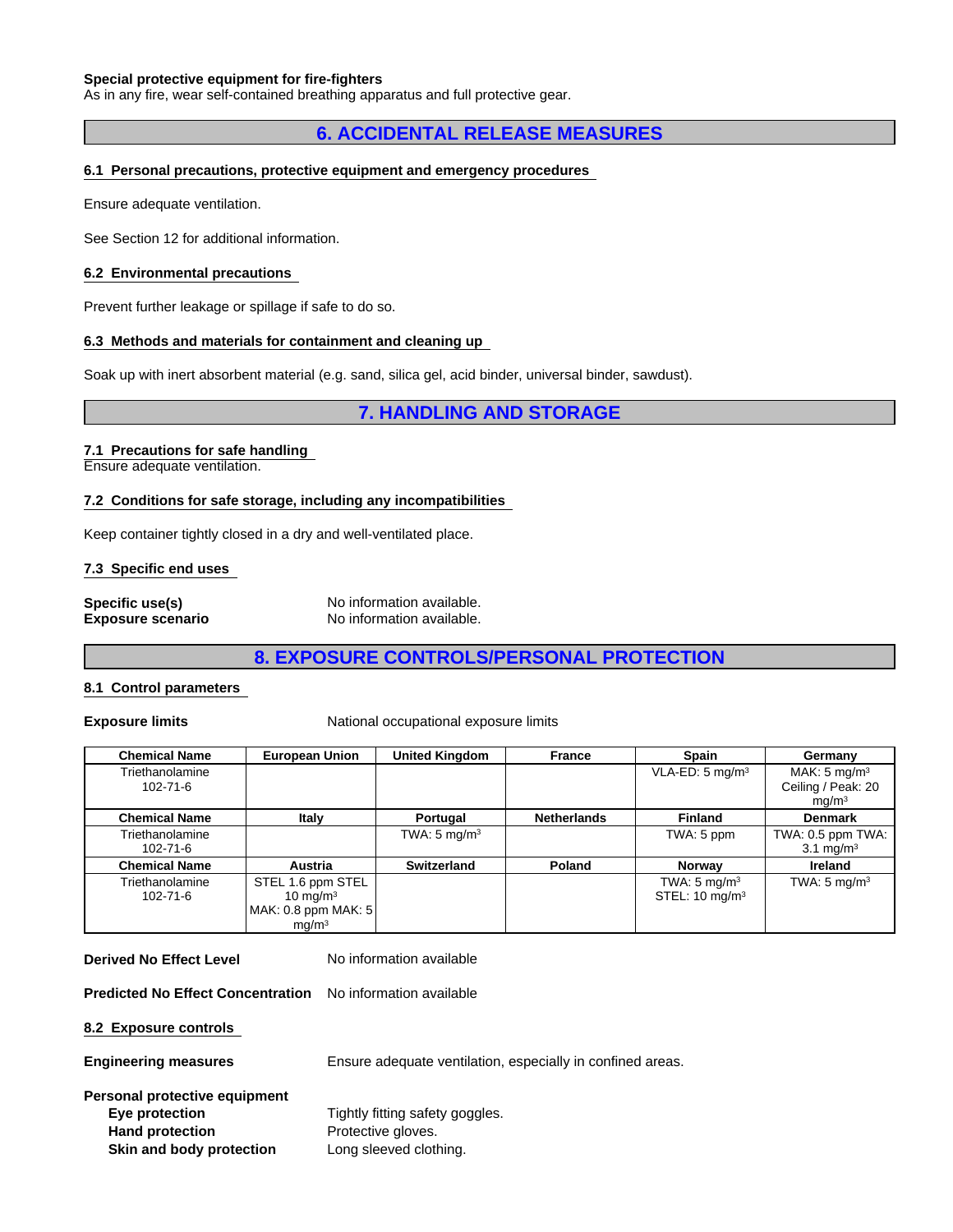**Special protective equipment for fire-fighters**
As in any fire, wear self-contained breathing apparatus and full protective gear.

## 6. ACCIDENTAL RELEASE MEASURES

### 6.1 Personal precautions, protective equipment and emergency procedures

Ensure adequate ventilation.

See Section 12 for additional information.

### 6.2 Environmental precautions

Prevent further leakage or spillage if safe to do so.

### 6.3 Methods and materials for containment and cleaning up

Soak up with inert absorbent material (e.g. sand, silica gel, acid binder, universal binder, sawdust).

## 7. HANDLING AND STORAGE

### 7.1 Precautions for safe handling

Ensure adequate ventilation.

### 7.2 Conditions for safe storage, including any incompatibilities

Keep container tightly closed in a dry and well-ventilated place.

### 7.3 Specific end uses

**Specific use(s)** No information available.
**Exposure scenario** No information available.

## 8. EXPOSURE CONTROLS/PERSONAL PROTECTION

### 8.1 Control parameters

**Exposure limits** National occupational exposure limits

| Chemical Name | European Union | United Kingdom | France | Spain | Germany |
|---|---|---|---|---|---|
| Triethanolamine 102-71-6 | | | | VLA-ED: 5 mg/m³ | MAK: 5 mg/m³ Ceiling / Peak: 20 mg/m³ |
| **Chemical Name** | **Italy** | **Portugal** | **Netherlands** | **Finland** | **Denmark** |
| Triethanolamine 102-71-6 | | TWA: 5 mg/m³ | | TWA: 5 ppm | TWA: 0.5 ppm TWA: 3.1 mg/m³ |
| **Chemical Name** | **Austria** | **Switzerland** | **Poland** | **Norway** | **Ireland** |
| Triethanolamine 102-71-6 | STEL 1.6 ppm STEL 10 mg/m³ MAK: 0.8 ppm MAK: 5 mg/m³ | | | TWA: 5 mg/m³ STEL: 10 mg/m³ | TWA: 5 mg/m³ |

**Derived No Effect Level** No information available

**Predicted No Effect Concentration** No information available

### 8.2 Exposure controls

**Engineering measures** Ensure adequate ventilation, especially in confined areas.

**Personal protective equipment**
- **Eye protection** Tightly fitting safety goggles.
- **Hand protection** Protective gloves.
- **Skin and body protection** Long sleeved clothing.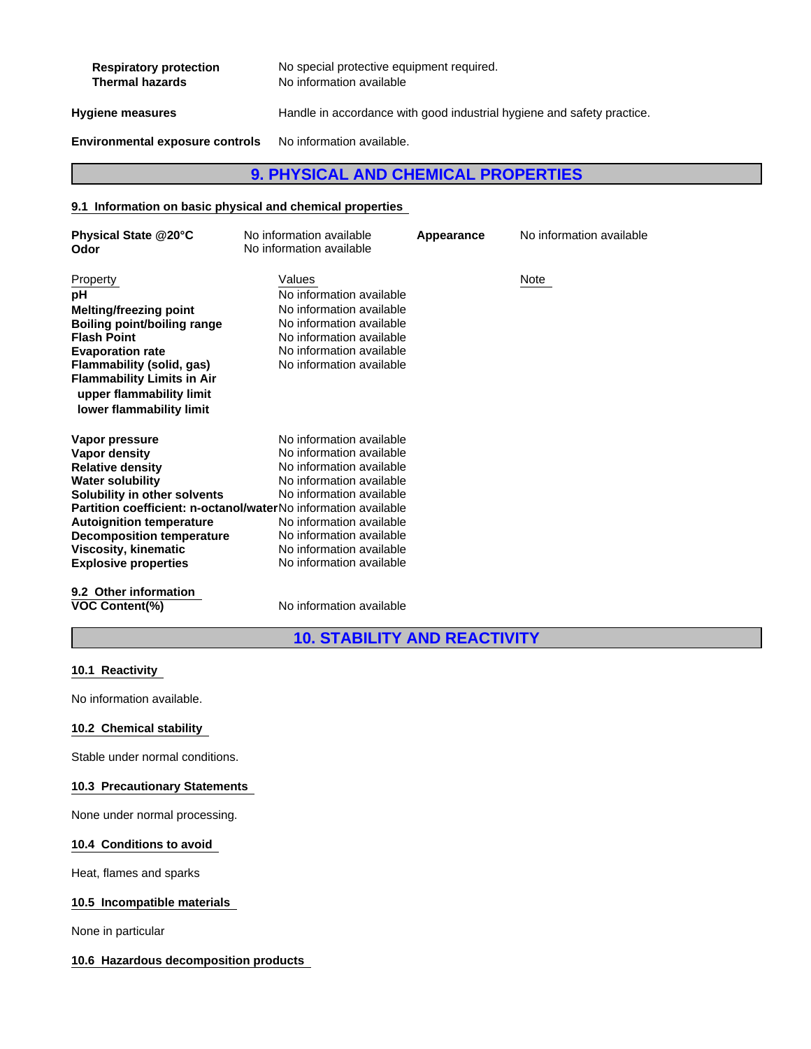| | |
|---|---|
| **Respiratory protection** | No special protective equipment required. |
| **Thermal hazards** | No information available |

**Hygiene measures** Handle in accordance with good industrial hygiene and safety practice.

**Environmental exposure controls** No information available.

## 9. PHYSICAL AND CHEMICAL PROPERTIES

### 9.1 Information on basic physical and chemical properties

| | | | |
|---|---|---|---|
| **Physical State @20°C** | No information available | **Appearance** | No information available |
| **Odor** | No information available | | |

| Property | Values | Note |
|---|---|---|
| **pH** | No information available | |
| **Melting/freezing point** | No information available | |
| **Boiling point/boiling range** | No information available | |
| **Flash Point** | No information available | |
| **Evaporation rate** | No information available | |
| **Flammability (solid, gas)** | No information available | |
| **Flammability Limits in Air** | | |
| **upper flammability limit** | | |
| **lower flammability limit** | | |
| **Vapor pressure** | No information available | |
| **Vapor density** | No information available | |
| **Relative density** | No information available | |
| **Water solubility** | No information available | |
| **Solubility in other solvents** | No information available | |
| **Partition coefficient: n-octanol/water** | No information available | |
| **Autoignition temperature** | No information available | |
| **Decomposition temperature** | No information available | |
| **Viscosity, kinematic** | No information available | |
| **Explosive properties** | No information available | |

### 9.2 Other information

| | |
|---|---|
| **VOC Content(%)** | No information available |

## 10. STABILITY AND REACTIVITY

### 10.1 Reactivity

No information available.

### 10.2 Chemical stability

Stable under normal conditions.

### 10.3 Precautionary Statements

None under normal processing.

### 10.4 Conditions to avoid

Heat, flames and sparks

### 10.5 Incompatible materials

None in particular

### 10.6 Hazardous decomposition products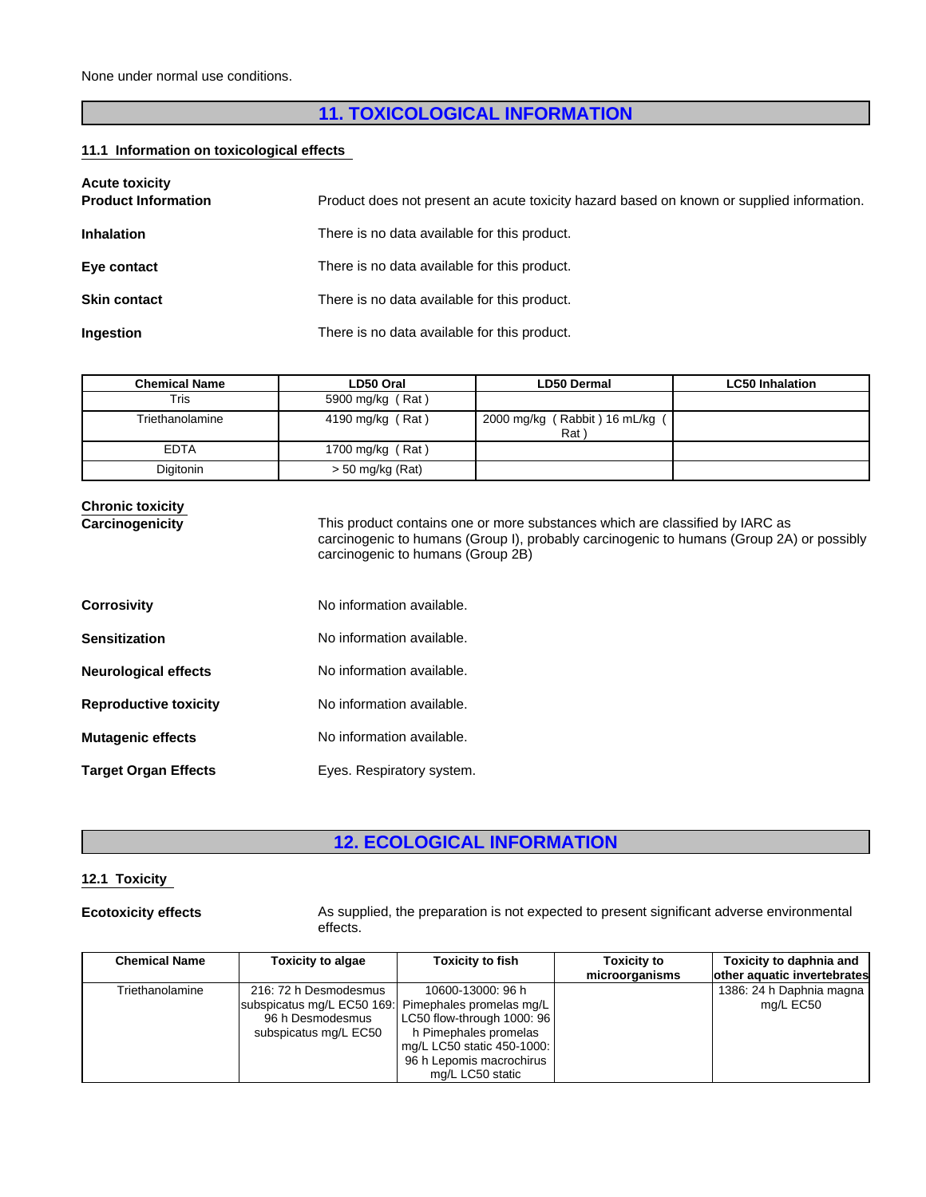None under normal use conditions.

# 11. TOXICOLOGICAL INFORMATION

## 11.1 Information on toxicological effects

**Acute toxicity**

**Product Information** — Product does not present an acute toxicity hazard based on known or supplied information.

**Inhalation** — There is no data available for this product.

**Eye contact** — There is no data available for this product.

**Skin contact** — There is no data available for this product.

**Ingestion** — There is no data available for this product.

| Chemical Name | LD50 Oral | LD50 Dermal | LC50 Inhalation |
|---|---|---|---|
| Tris | 5900 mg/kg ( Rat ) | | |
| Triethanolamine | 4190 mg/kg ( Rat ) | 2000 mg/kg ( Rabbit ) 16 mL/kg ( Rat ) | |
| EDTA | 1700 mg/kg ( Rat ) | | |
| Digitonin | > 50 mg/kg (Rat) | | |

**Chronic toxicity**

**Carcinogenicity** — This product contains one or more substances which are classified by IARC as carcinogenic to humans (Group I), probably carcinogenic to humans (Group 2A) or possibly carcinogenic to humans (Group 2B)

**Corrosivity** — No information available.

**Sensitization** — No information available.

**Neurological effects** — No information available.

**Reproductive toxicity** — No information available.

**Mutagenic effects** — No information available.

**Target Organ Effects** — Eyes. Respiratory system.

# 12. ECOLOGICAL INFORMATION

## 12.1 Toxicity

**Ecotoxicity effects** — As supplied, the preparation is not expected to present significant adverse environmental effects.

| Chemical Name | Toxicity to algae | Toxicity to fish | Toxicity to microorganisms | Toxicity to daphnia and other aquatic invertebrates |
|---|---|---|---|---|
| Triethanolamine | 216: 72 h Desmodesmus subspicatus mg/L EC50 169: 96 h Desmodesmus subspicatus mg/L EC50 | 10600-13000: 96 h Pimephales promelas mg/L LC50 flow-through 1000: 96 h Pimephales promelas mg/L LC50 static 450-1000: 96 h Lepomis macrochirus mg/L LC50 static | | 1386: 24 h Daphnia magna mg/L EC50 |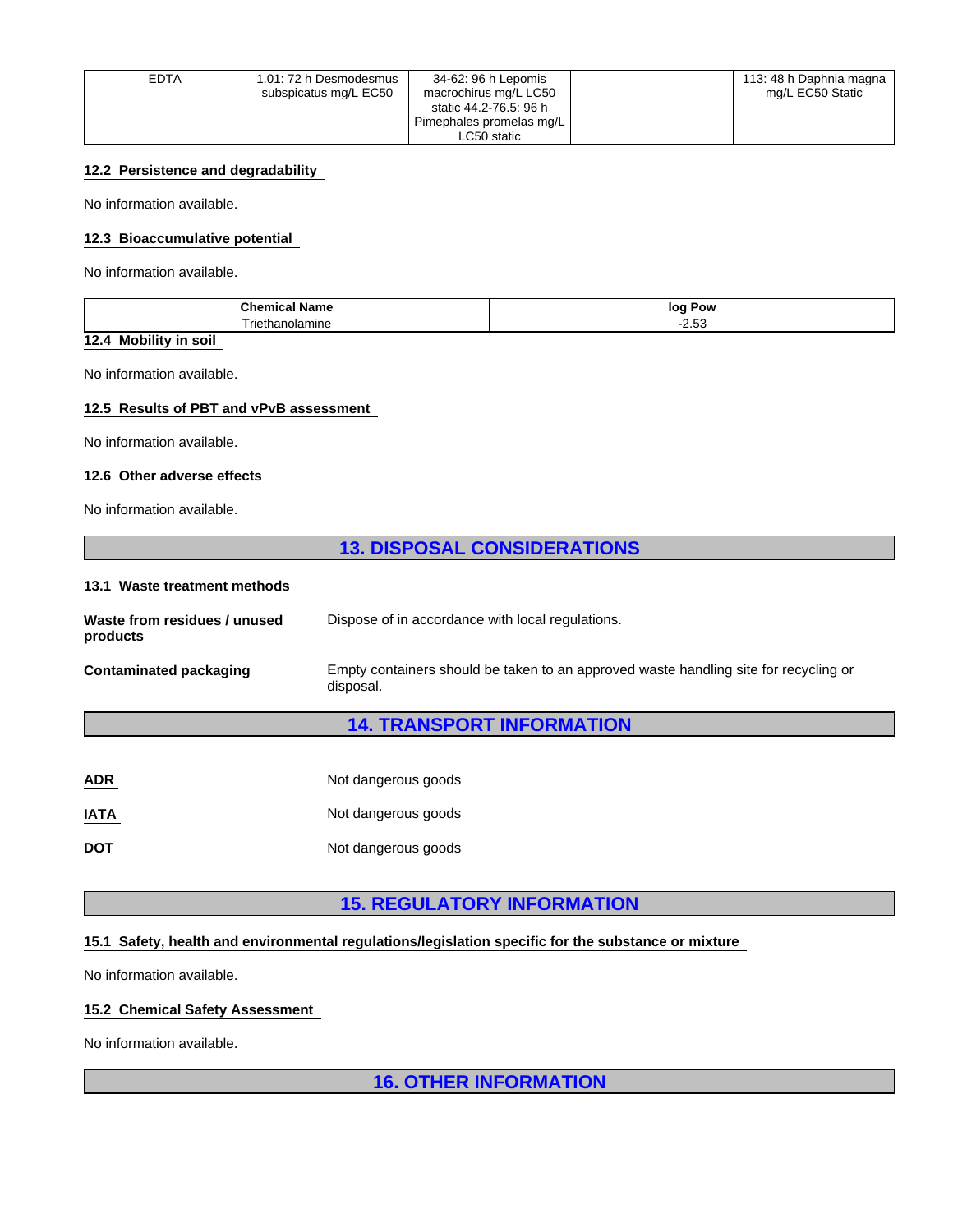| EDTA | 1.01: 72 h Desmodesmus subspicatus mg/L EC50 | 34-62: 96 h Lepomis macrochirus mg/L LC50 static 44.2-76.5: 96 h Pimephales promelas mg/L LC50 static | | 113: 48 h Daphnia magna mg/L EC50 Static |
|---|---|---|---|---|

### 12.2 Persistence and degradability

No information available.

### 12.3 Bioaccumulative potential

No information available.

| Chemical Name | log Pow |
|---|---|
| Triethanolamine | -2.53 |

### 12.4 Mobility in soil

No information available.

### 12.5 Results of PBT and vPvB assessment

No information available.

### 12.6 Other adverse effects

No information available.

## 13. DISPOSAL CONSIDERATIONS

### 13.1 Waste treatment methods

**Waste from residues / unused products**: Dispose of in accordance with local regulations.

**Contaminated packaging**: Empty containers should be taken to an approved waste handling site for recycling or disposal.

## 14. TRANSPORT INFORMATION

**ADR**: Not dangerous goods

**IATA**: Not dangerous goods

**DOT**: Not dangerous goods

## 15. REGULATORY INFORMATION

### 15.1 Safety, health and environmental regulations/legislation specific for the substance or mixture

No information available.

### 15.2 Chemical Safety Assessment

No information available.

## 16. OTHER INFORMATION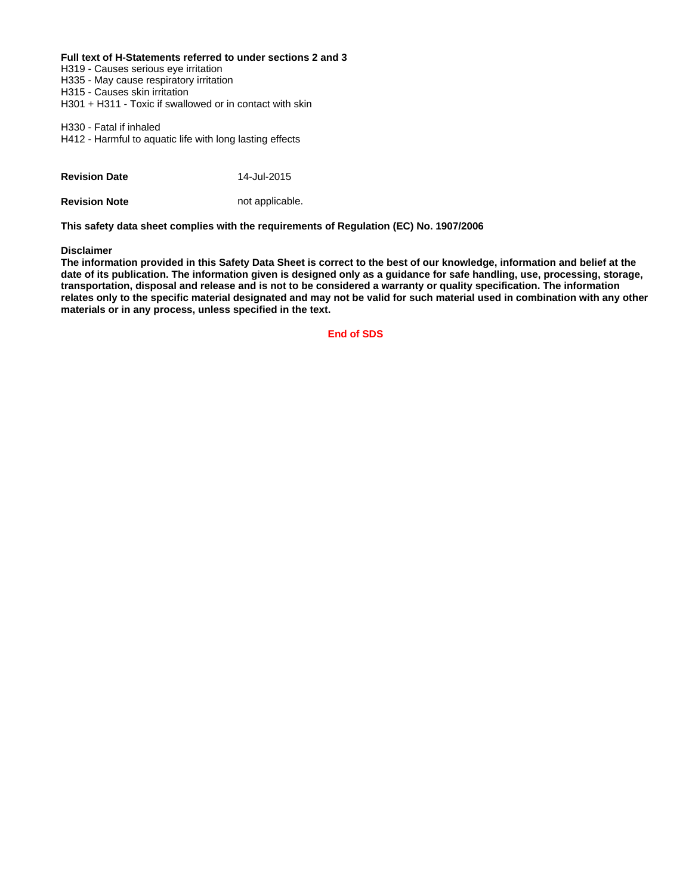**Full text of H-Statements referred to under sections 2 and 3**

H319 - Causes serious eye irritation
H335 - May cause respiratory irritation
H315 - Causes skin irritation
H301 + H311 - Toxic if swallowed or in contact with skin

H330 - Fatal if inhaled
H412 - Harmful to aquatic life with long lasting effects

**Revision Date** 14-Jul-2015

**Revision Note** not applicable.

**This safety data sheet complies with the requirements of Regulation (EC) No. 1907/2006**

**Disclaimer**

**The information provided in this Safety Data Sheet is correct to the best of our knowledge, information and belief at the date of its publication. The information given is designed only as a guidance for safe handling, use, processing, storage, transportation, disposal and release and is not to be considered a warranty or quality specification. The information relates only to the specific material designated and may not be valid for such material used in combination with any other materials or in any process, unless specified in the text.**

**End of SDS**